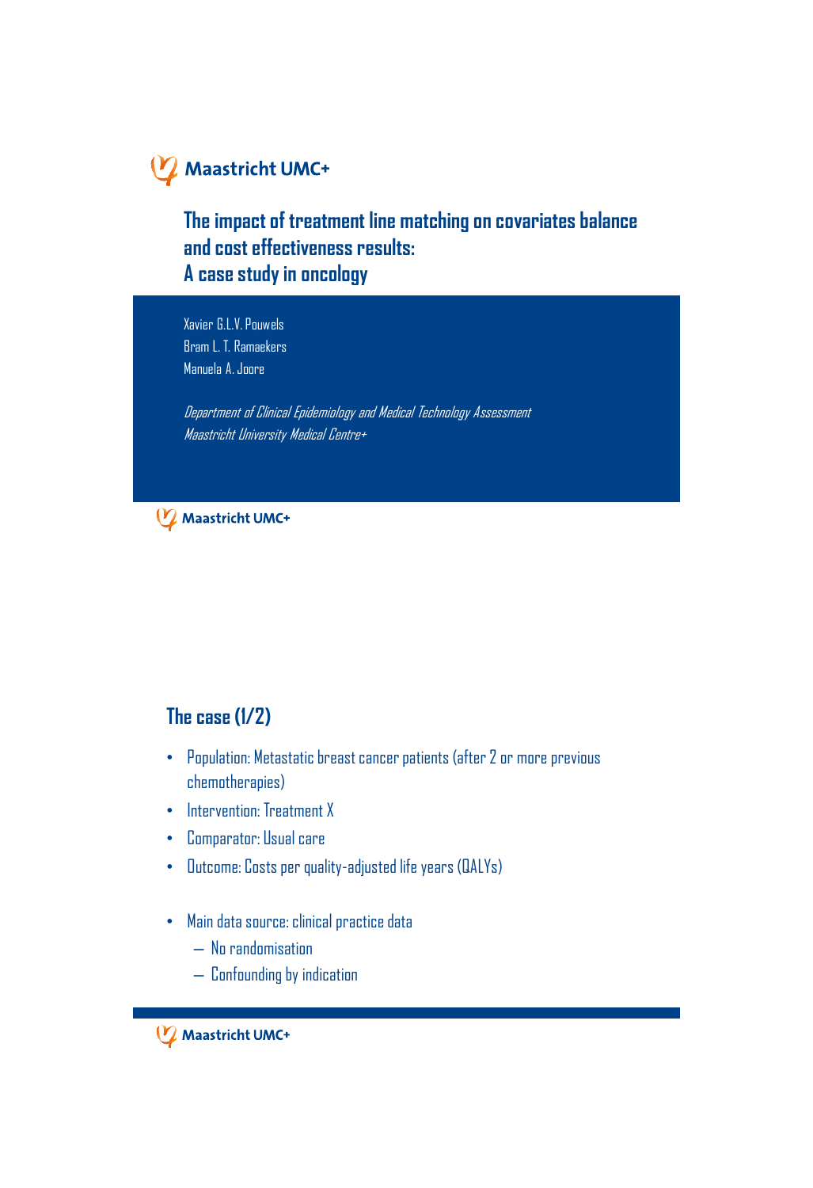# The impact of treatment line matching on covariates balance and cost effectiveness results: A case study in oncology

Xavier G.L.V. Pouwels
Bram L. T. Ramaekers
Manuela A. Joore

*Department of Clinical Epidemiology and Medical Technology Assessment*
*Maastricht University Medical Centre+*

## The case (1/2)

- Population: Metastatic breast cancer patients (after 2 or more previous chemotherapies)
- Intervention: Treatment X
- Comparator: Usual care
- Outcome: Costs per quality-adjusted life years (QALYs)

- Main data source: clinical practice data
  - No randomisation
  - Confounding by indication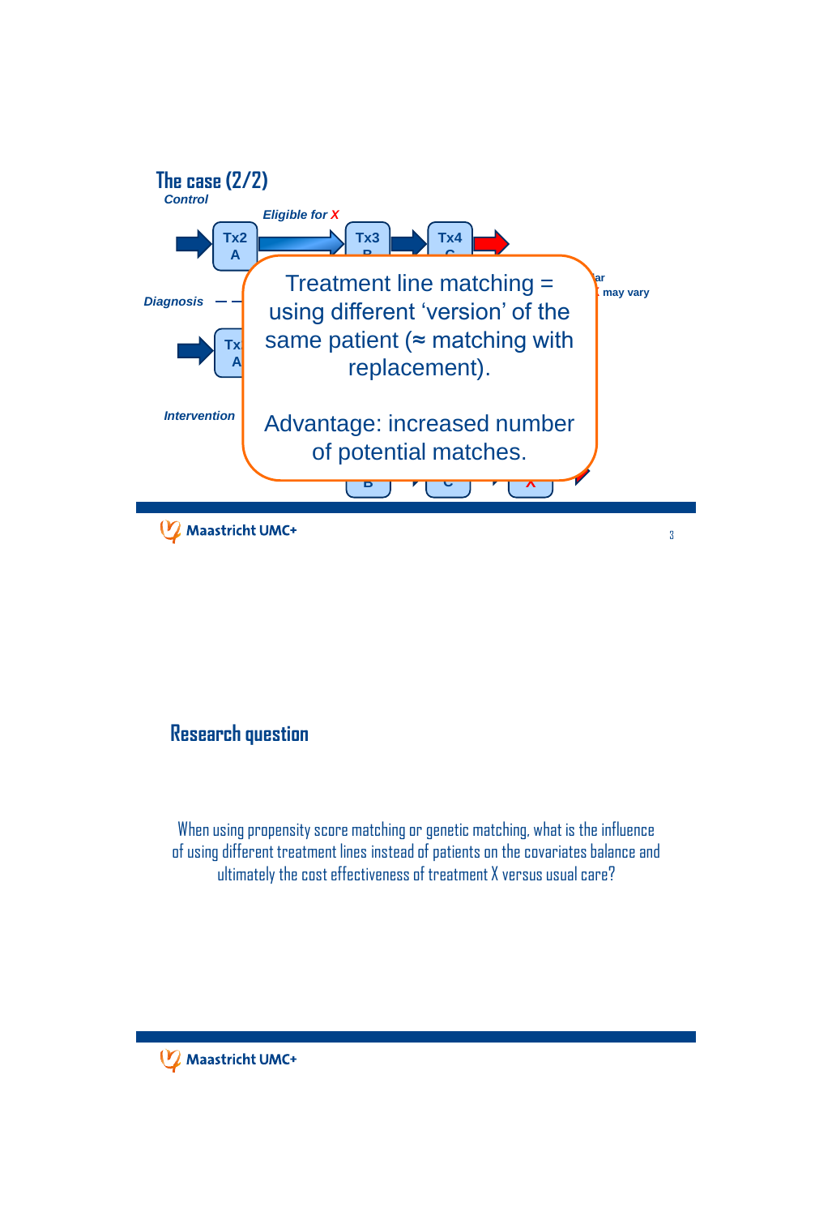## The case (2/2)

*Control*

*Eligible for X*

Tx2 A → Tx3 B → Tx4 C →

*Diagnosis*

Tx A

*Intervention*

B → C → X

may vary

Treatment line matching = using different 'version' of the same patient (≈ matching with replacement).

Advantage: increased number of potential matches.

## Research question

When using propensity score matching or genetic matching, what is the influence of using different treatment lines instead of patients on the covariates balance and ultimately the cost effectiveness of treatment X versus usual care?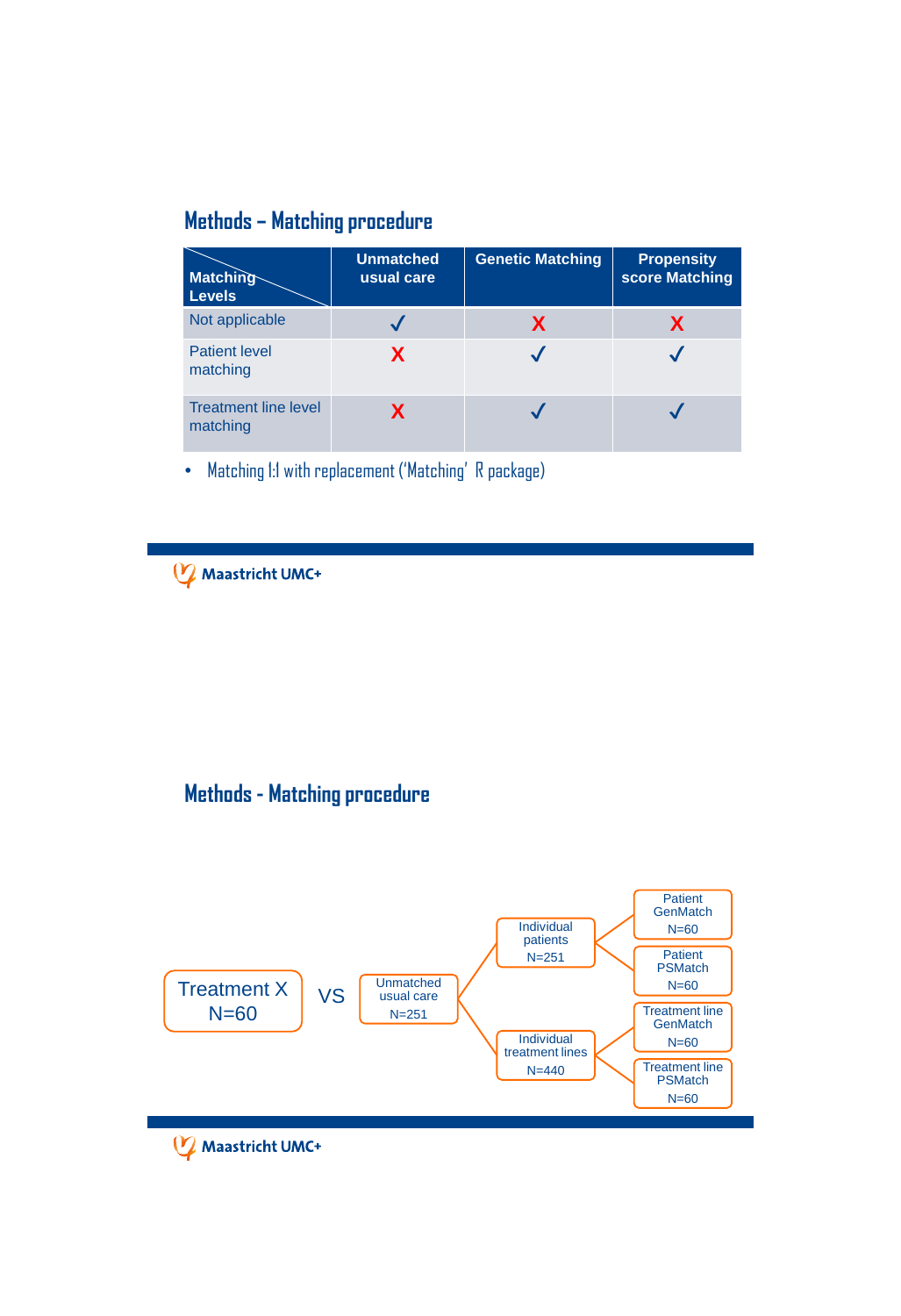## Methods – Matching procedure

| Matching Levels | Unmatched usual care | Genetic Matching | Propensity score Matching |
|---|---|---|---|
| Not applicable | ✓ | X | X |
| Patient level matching | X | ✓ | ✓ |
| Treatment line level matching | X | ✓ | ✓ |

- Matching 1:1 with replacement ('Matching' R package)

## Methods - Matching procedure

Treatment X N=60

VS

Unmatched usual care N=251

- Individual patients N=251
  - Patient GenMatch N=60
  - Patient PSMatch N=60
- Individual treatment lines N=440
  - Treatment line GenMatch N=60
  - Treatment line PSMatch N=60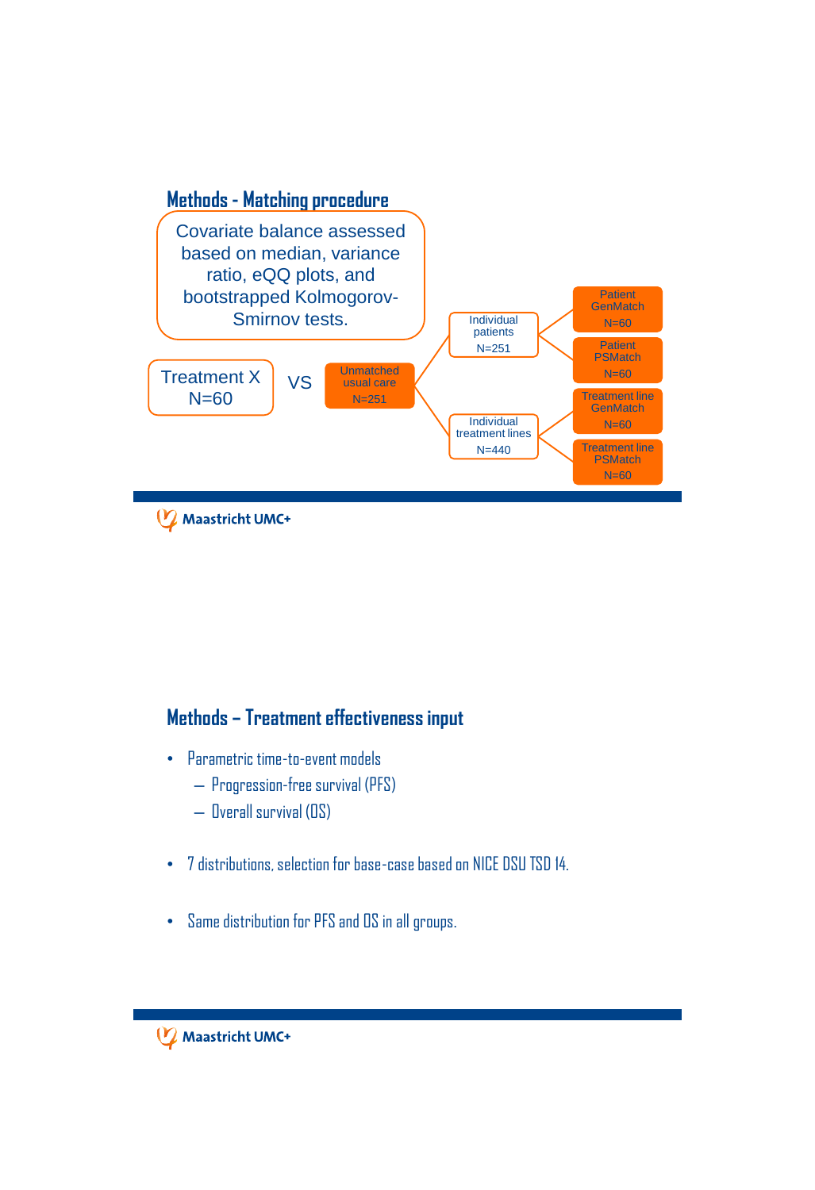## Methods - Matching procedure

Covariate balance assessed based on median, variance ratio, eQQ plots, and bootstrapped Kolmogorov-Smirnov tests.

Treatment X N=60 VS Unmatched usual care N=251

- Individual patients N=251
  - Patient GenMatch N=60
  - Patient PSMatch N=60
- Individual treatment lines N=440
  - Treatment line GenMatch N=60
  - Treatment line PSMatch N=60

## Methods – Treatment effectiveness input

- Parametric time-to-event models
  - Progression-free survival (PFS)
  - Overall survival (OS)
- 7 distributions, selection for base-case based on NICE DSU TSD 14.
- Same distribution for PFS and OS in all groups.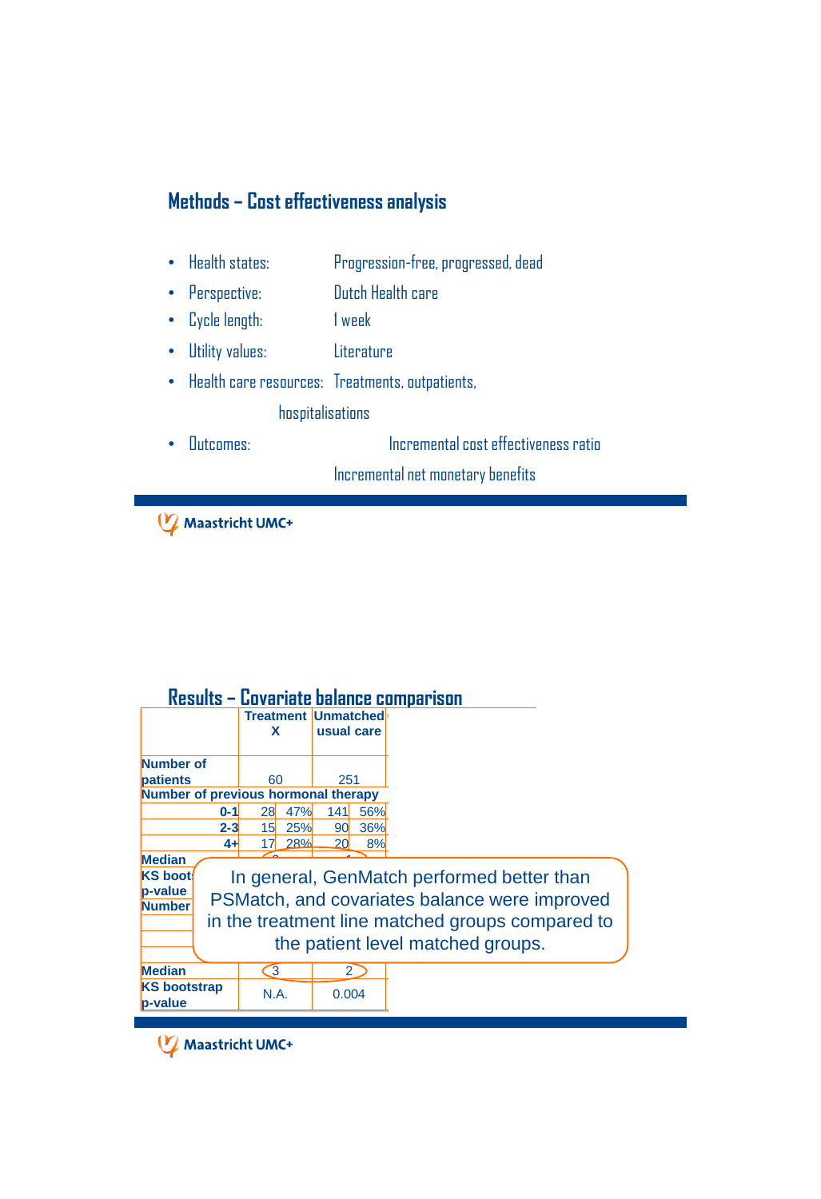## Methods – Cost effectiveness analysis

- Health states: Progression-free, progressed, dead
- Perspective: Dutch Health care
- Cycle length: 1 week
- Utility values: Literature
- Health care resources: Treatments, outpatients, hospitalisations
- Outcomes: Incremental cost effectiveness ratio
  Incremental net monetary benefits

## Results – Covariate balance comparison

| | Treatment X | | Unmatched usual care | |
|---|---|---|---|---|
| Number of patients | 60 | | 251 | |
| Number of previous hormonal therapy | | | | |
| 0-1 | 28 | 47% | 141 | 56% |
| 2-3 | 15 | 25% | 90 | 36% |
| 4+ | 17 | 28% | 20 | 8% |
| Median | | | | |
| KS boot p-value | | | | |
| Number | | | | |
| | | | | |
| | | | | |
| Median | 3 | | 2 | |
| KS bootstrap p-value | N.A. | | 0.004 | |

In general, GenMatch performed better than PSMatch, and covariates balance were improved in the treatment line matched groups compared to the patient level matched groups.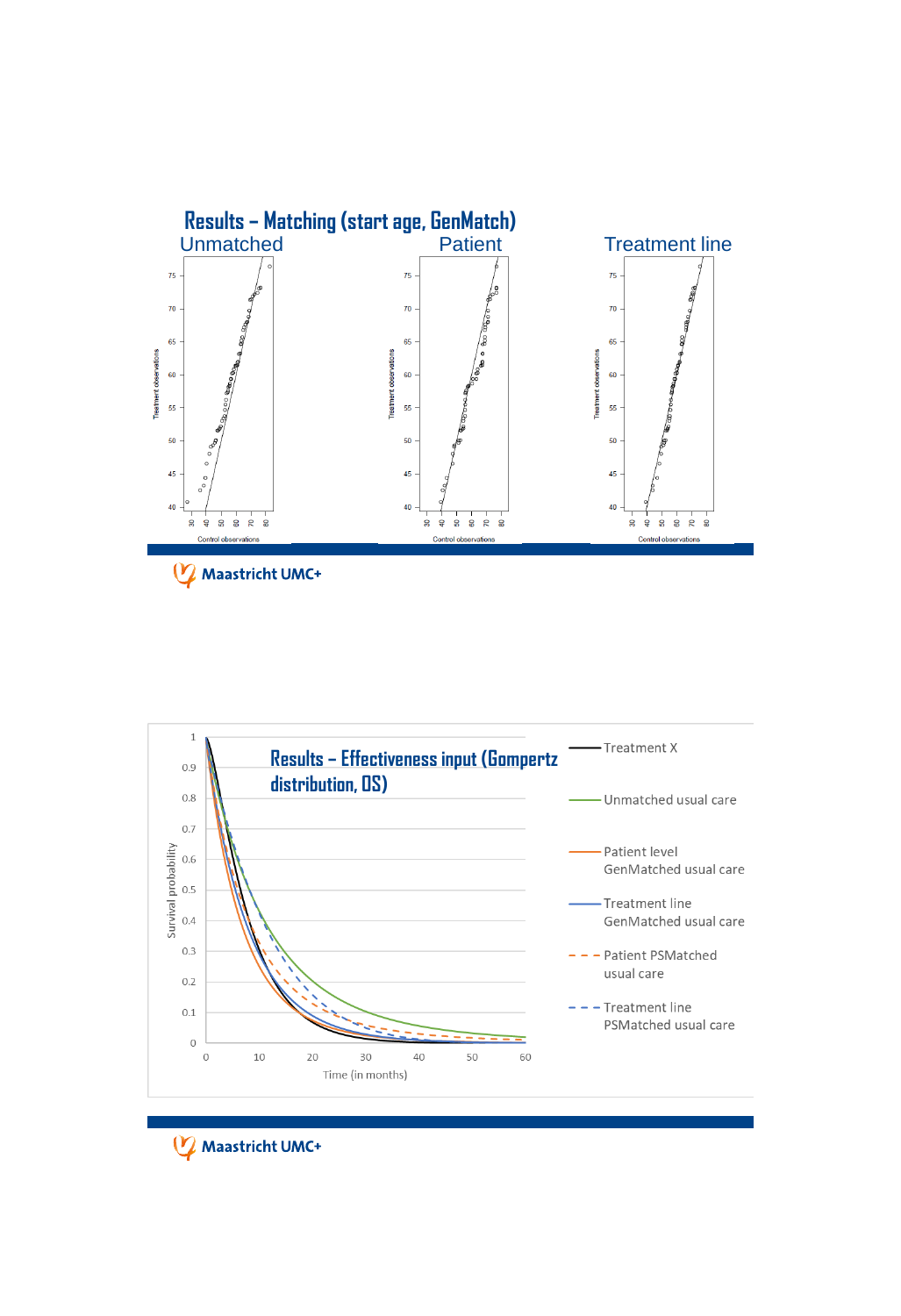## Results – Matching (start age, GenMatch)

Unmatched | Patient | Treatment line

Treatment observations

Control observations

Maastricht UMC+

## Results – Effectiveness input (Gompertz distribution, OS)

Survival probability

Time (in months)

- Treatment X
- Unmatched usual care
- Patient level GenMatched usual care
- Treatment line GenMatched usual care
- Patient PSMatched usual care
- Treatment line PSMatched usual care

Maastricht UMC+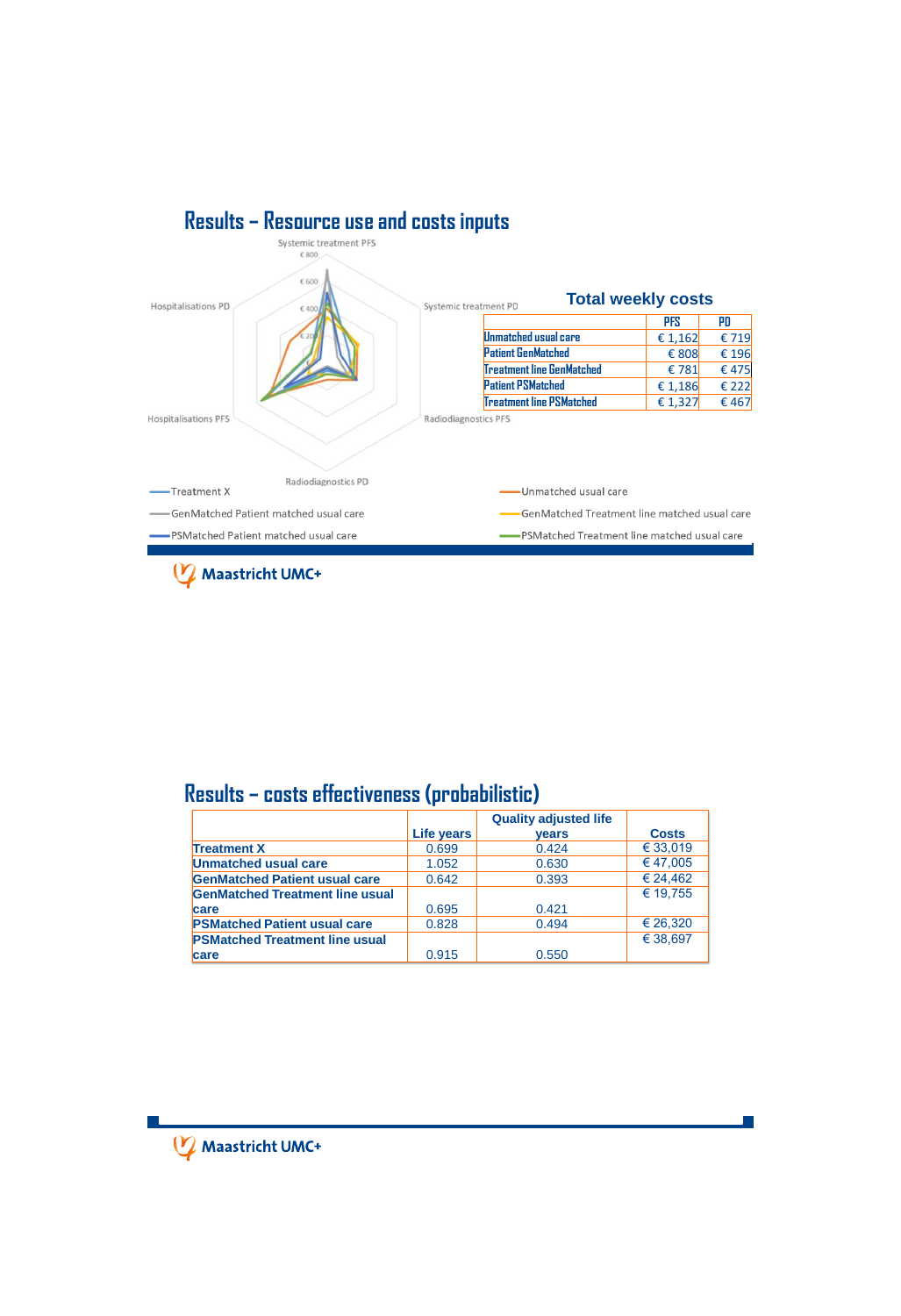## Results – Resource use and costs inputs

Systemic treatment PFS

€ 800

€ 600

€ 400

€ 200

Hospitalisations PD

Systemic treatment PD

Hospitalisations PFS

Radiodiagnostics PFS

Radiodiagnostics PD

Treatment X

Unmatched usual care

GenMatched Patient matched usual care

GenMatched Treatment line matched usual care

PSMatched Patient matched usual care

PSMatched Treatment line matched usual care

**Total weekly costs**

| | PFS | PD |
|---|---|---|
| Unmatched usual care | € 1,162 | € 719 |
| Patient GenMatched | € 808 | € 196 |
| Treatment line GenMatched | € 781 | € 475 |
| Patient PSMatched | € 1,186 | € 222 |
| Treatment line PSMatched | € 1,327 | € 467 |

Maastricht UMC+

## Results – costs effectiveness (probabilistic)

| | Life years | Quality adjusted life years | Costs |
|---|---|---|---|
| **Treatment X** | 0.699 | 0.424 | € 33,019 |
| **Unmatched usual care** | 1.052 | 0.630 | € 47,005 |
| **GenMatched Patient usual care** | 0.642 | 0.393 | € 24,462 |
| **GenMatched Treatment line usual care** | 0.695 | 0.421 | € 19,755 |
| **PSMatched Patient usual care** | 0.828 | 0.494 | € 26,320 |
| **PSMatched Treatment line usual care** | 0.915 | 0.550 | € 38,697 |

Maastricht UMC+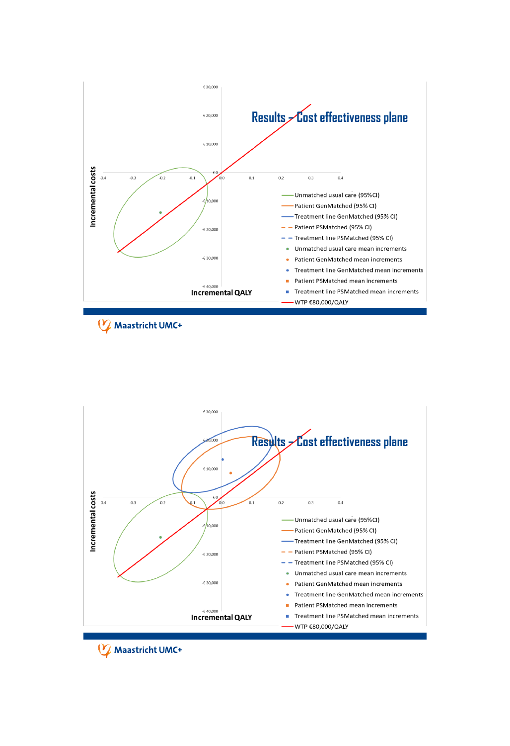## Results – Cost effectiveness plane

Incremental costs

€ 30,000
€ 20,000
€ 10,000
€ 0
-€ 10,000
-€ 20,000
-€ 30,000
-€ 40,000

-0.4 -0.3 -0.2 -0.1 0.0 0.1 0.2 0.3 0.4

Incremental QALY

- Unmatched usual care (95%CI)
- Patient GenMatched (95% CI)
- Treatment line GenMatched (95% CI)
- Patient PSMatched (95% CI)
- Treatment line PSMatched (95% CI)
- Unmatched usual care mean increments
- Patient GenMatched mean increments
- Treatment line GenMatched mean increments
- Patient PSMatched mean increments
- Treatment line PSMatched mean increments
- WTP €80,000/QALY

Maastricht UMC+

## Results – Cost effectiveness plane

Incremental costs

€ 30,000
€ 20,000
€ 10,000
€ 0
-€ 10,000
-€ 20,000
-€ 30,000
-€ 40,000

-0.4 -0.3 -0.2 -0.1 0.0 0.1 0.2 0.3 0.4

Incremental QALY

- Unmatched usual care (95%CI)
- Patient GenMatched (95% CI)
- Treatment line GenMatched (95% CI)
- Patient PSMatched (95% CI)
- Treatment line PSMatched (95% CI)
- Unmatched usual care mean increments
- Patient GenMatched mean increments
- Treatment line GenMatched mean increments
- Patient PSMatched mean increments
- Treatment line PSMatched mean increments
- WTP €80,000/QALY

Maastricht UMC+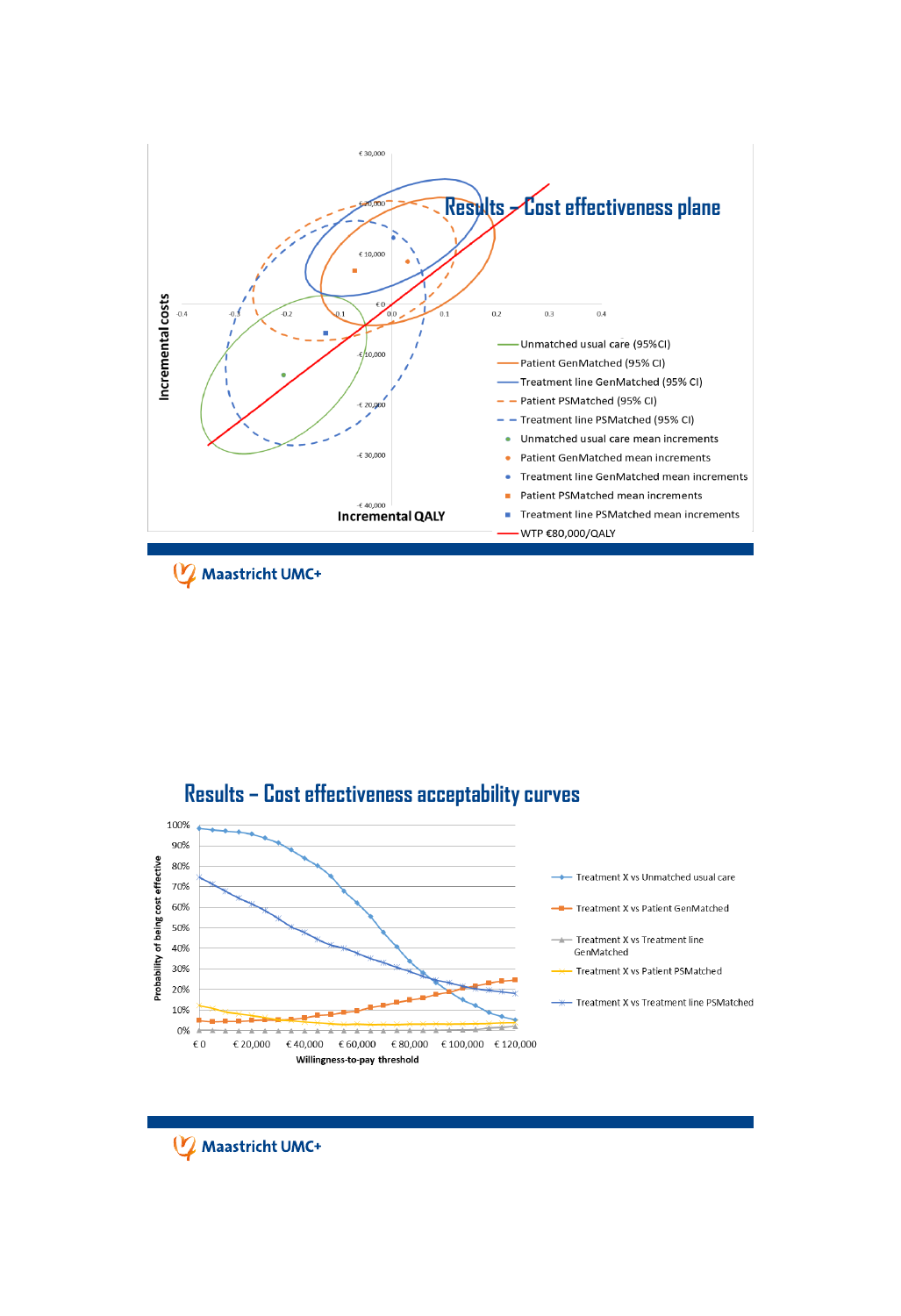## Results – Cost effectiveness plane

Incremental costs

Incremental QALY

- Unmatched usual care (95%CI)
- Patient GenMatched (95% CI)
- Treatment line GenMatched (95% CI)
- Patient PSMatched (95% CI)
- Treatment line PSMatched (95% CI)
- Unmatched usual care mean increments
- Patient GenMatched mean increments
- Treatment line GenMatched mean increments
- Patient PSMatched mean increments
- Treatment line PSMatched mean increments
- WTP €80,000/QALY

Maastricht UMC+

## Results – Cost effectiveness acceptability curves

Probability of being cost effective

Willingness-to-pay threshold

- Treatment X vs Unmatched usual care
- Treatment X vs Patient GenMatched
- Treatment X vs Treatment line GenMatched
- Treatment X vs Patient PSMatched
- Treatment X vs Treatment line PSMatched

Maastricht UMC+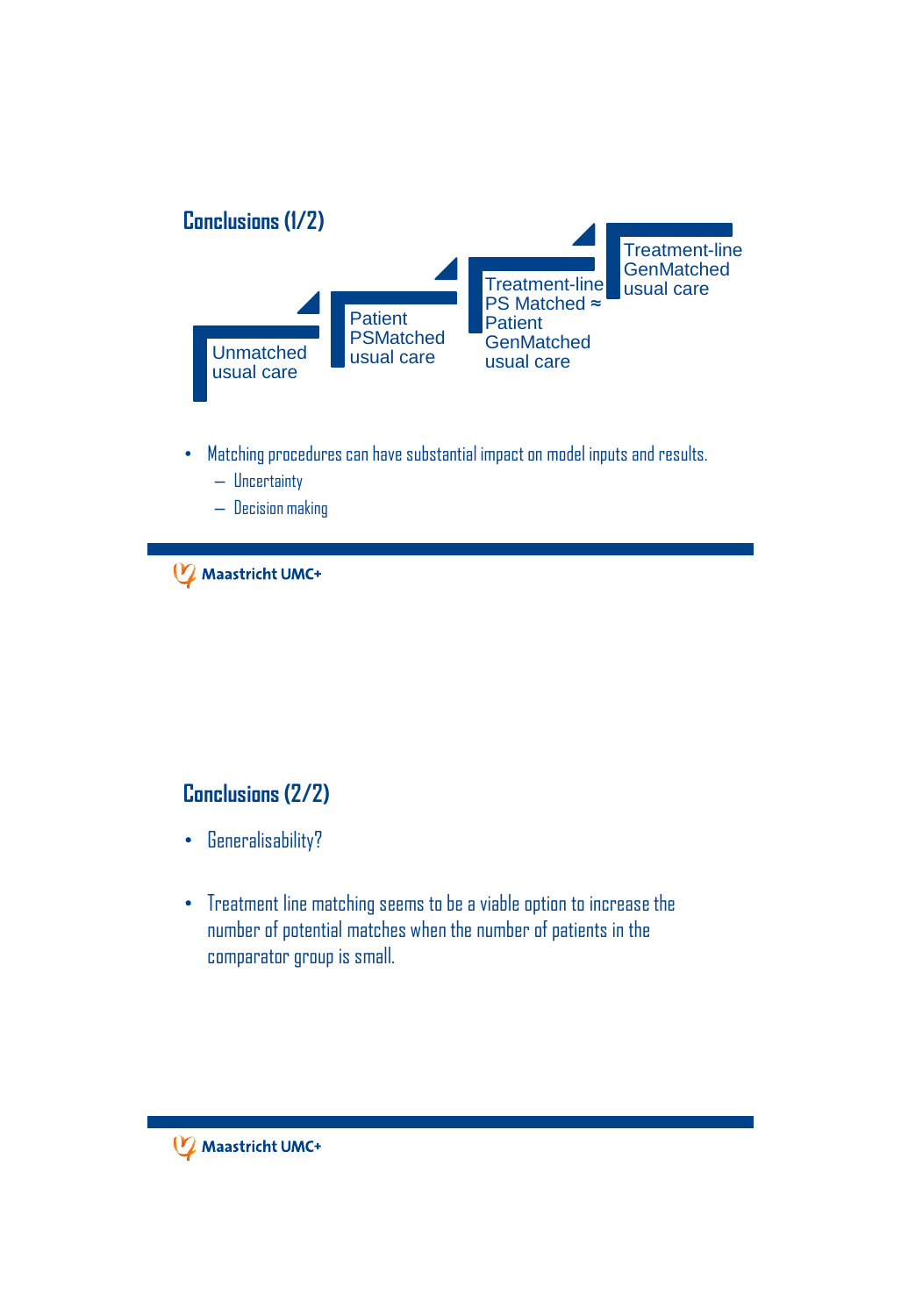## Conclusions (1/2)

- Unmatched usual care
- Patient PSMatched usual care
- Treatment-line PS Matched ≈ Patient GenMatched usual care
- Treatment-line GenMatched usual care

- Matching procedures can have substantial impact on model inputs and results.
  - Uncertainty
  - Decision making

## Conclusions (2/2)

- Generalisability?

- Treatment line matching seems to be a viable option to increase the number of potential matches when the number of patients in the comparator group is small.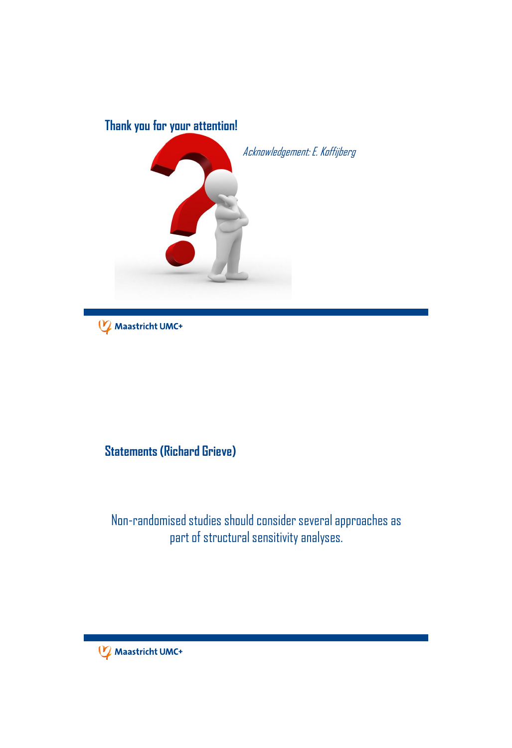## Thank you for your attention!

*Acknowledgement: E. Koffijberg*

## Statements (Richard Grieve)

Non-randomised studies should consider several approaches as part of structural sensitivity analyses.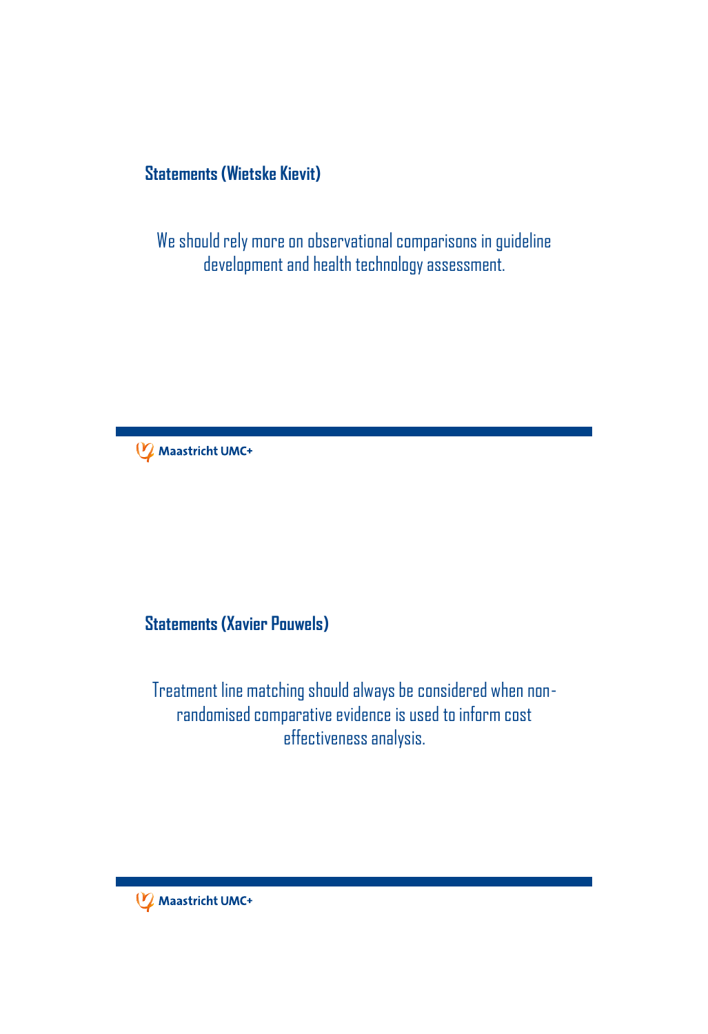## Statements (Wietske Kievit)

We should rely more on observational comparisons in guideline development and health technology assessment.

## Statements (Xavier Pouwels)

Treatment line matching should always be considered when non-randomised comparative evidence is used to inform cost effectiveness analysis.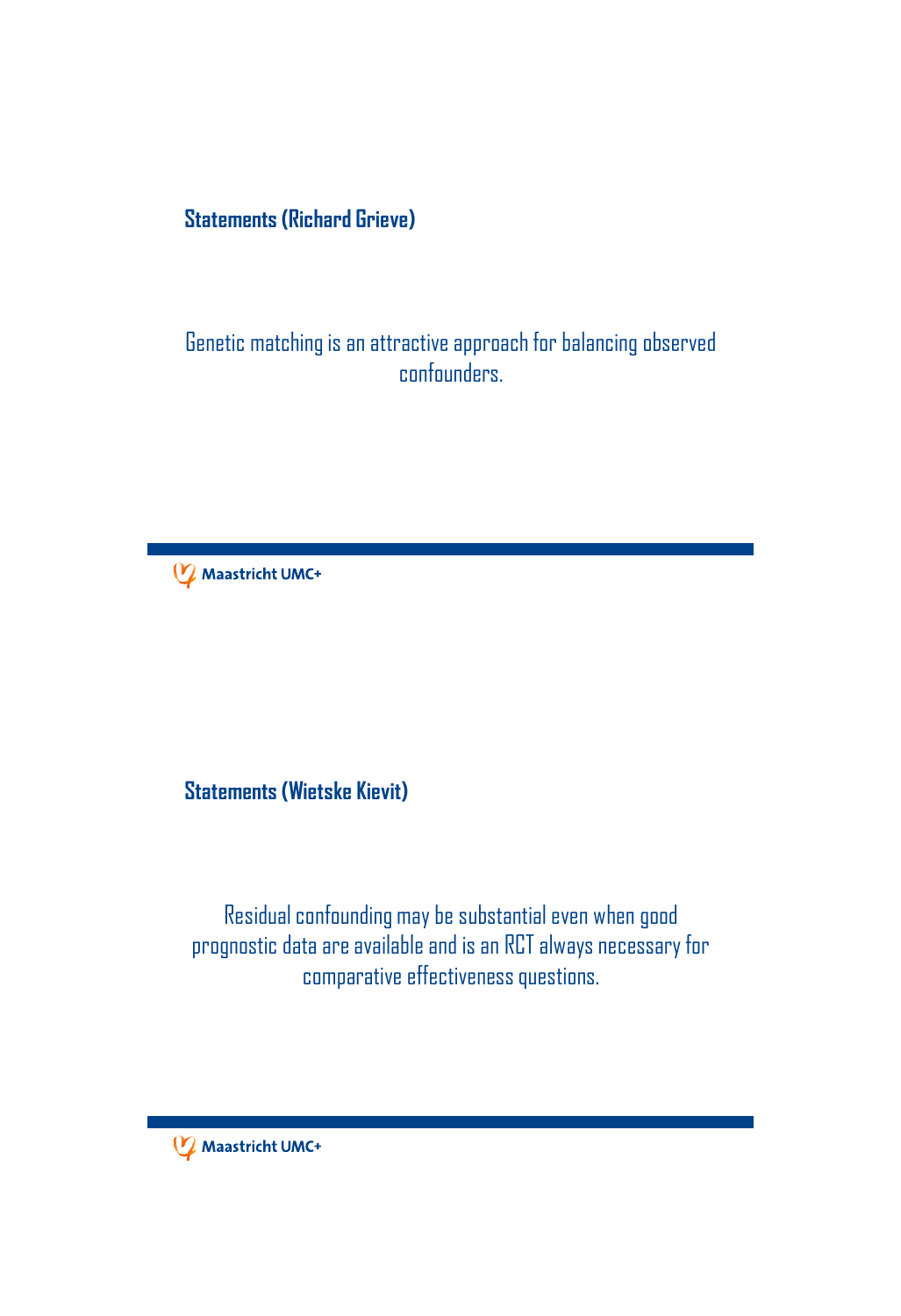## Statements (Richard Grieve)

Genetic matching is an attractive approach for balancing observed confounders.

## Statements (Wietske Kievit)

Residual confounding may be substantial even when good prognostic data are available and is an RCT always necessary for comparative effectiveness questions.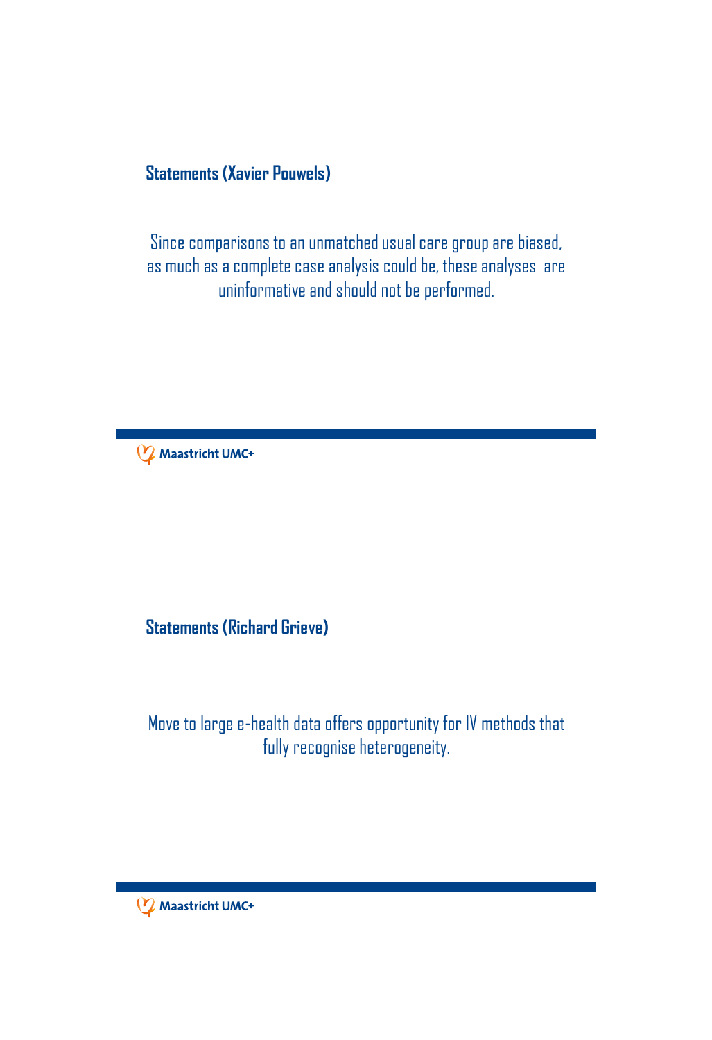## Statements (Xavier Pouwels)

Since comparisons to an unmatched usual care group are biased, as much as a complete case analysis could be, these analyses are uninformative and should not be performed.

## Statements (Richard Grieve)

Move to large e-health data offers opportunity for IV methods that fully recognise heterogeneity.